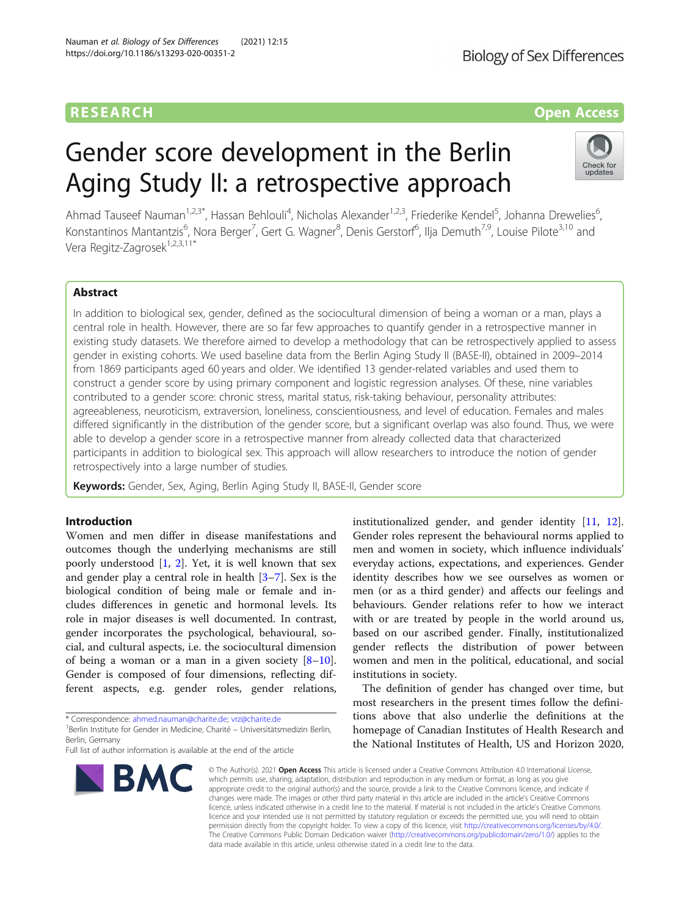RESEARCH

Open Access

# Gender score development in the Berlin Aging Study II: a retrospective approach

Ahmad Tauseef Nauman[1,2,3*], Hassan Behlouli[4], Nicholas Alexander[1,2,3], Friederike Kendel[5], Johanna Drewelies[6], Konstantinos Mantantzis[6], Nora Berger[7], Gert G. Wagner[8], Denis Gerstorf[6], Ilja Demuth[7,9], Louise Pilote[3,10] and Vera Regitz-Zagrosek[1,2,3,11*]

## Abstract

In addition to biological sex, gender, defined as the sociocultural dimension of being a woman or a man, plays a central role in health. However, there are so far few approaches to quantify gender in a retrospective manner in existing study datasets. We therefore aimed to develop a methodology that can be retrospectively applied to assess gender in existing cohorts. We used baseline data from the Berlin Aging Study II (BASE-II), obtained in 2009–2014 from 1869 participants aged 60 years and older. We identified 13 gender-related variables and used them to construct a gender score by using primary component and logistic regression analyses. Of these, nine variables contributed to a gender score: chronic stress, marital status, risk-taking behaviour, personality attributes: agreeableness, neuroticism, extraversion, loneliness, conscientiousness, and level of education. Females and males differed significantly in the distribution of the gender score, but a significant overlap was also found. Thus, we were able to develop a gender score in a retrospective manner from already collected data that characterized participants in addition to biological sex. This approach will allow researchers to introduce the notion of gender retrospectively into a large number of studies.

**Keywords:** Gender, Sex, Aging, Berlin Aging Study II, BASE-II, Gender score

## Introduction

Women and men differ in disease manifestations and outcomes though the underlying mechanisms are still poorly understood [1, 2]. Yet, it is well known that sex and gender play a central role in health [3–7]. Sex is the biological condition of being male or female and includes differences in genetic and hormonal levels. Its role in major diseases is well documented. In contrast, gender incorporates the psychological, behavioural, social, and cultural aspects, i.e. the sociocultural dimension of being a woman or a man in a given society [8–10]. Gender is composed of four dimensions, reflecting different aspects, e.g. gender roles, gender relations, institutionalized gender, and gender identity [11, 12]. Gender roles represent the behavioural norms applied to men and women in society, which influence individuals' everyday actions, expectations, and experiences. Gender identity describes how we see ourselves as women or men (or as a third gender) and affects our feelings and behaviours. Gender relations refer to how we interact with or are treated by people in the world around us, based on our ascribed gender. Finally, institutionalized gender reflects the distribution of power between women and men in the political, educational, and social institutions in society.

The definition of gender has changed over time, but most researchers in the present times follow the definitions above that also underlie the definitions at the homepage of Canadian Institutes of Health Research and the National Institutes of Health, US and Horizon 2020,

* Correspondence: ahmed.nauman@charite.de; vrz@charite.de
[1]Berlin Institute for Gender in Medicine, Charité – Universitätsmedizin Berlin, Berlin, Germany
Full list of author information is available at the end of the article

© The Author(s). 2021 **Open Access** This article is licensed under a Creative Commons Attribution 4.0 International License, which permits use, sharing, adaptation, distribution and reproduction in any medium or format, as long as you give appropriate credit to the original author(s) and the source, provide a link to the Creative Commons licence, and indicate if changes were made. The images or other third party material in this article are included in the article's Creative Commons licence, unless indicated otherwise in a credit line to the material. If material is not included in the article's Creative Commons licence and your intended use is not permitted by statutory regulation or exceeds the permitted use, you will need to obtain permission directly from the copyright holder. To view a copy of this licence, visit http://creativecommons.org/licenses/by/4.0/. The Creative Commons Public Domain Dedication waiver (http://creativecommons.org/publicdomain/zero/1.0/) applies to the data made available in this article, unless otherwise stated in a credit line to the data.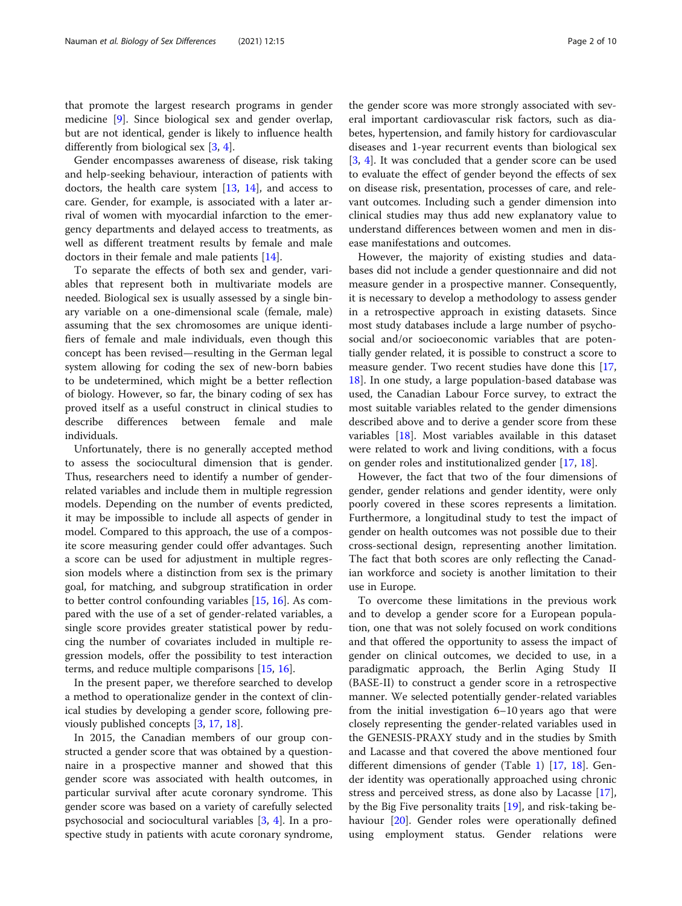that promote the largest research programs in gender medicine [9]. Since biological sex and gender overlap, but are not identical, gender is likely to influence health differently from biological sex [3, 4].

Gender encompasses awareness of disease, risk taking and help-seeking behaviour, interaction of patients with doctors, the health care system [13, 14], and access to care. Gender, for example, is associated with a later arrival of women with myocardial infarction to the emergency departments and delayed access to treatments, as well as different treatment results by female and male doctors in their female and male patients [14].

To separate the effects of both sex and gender, variables that represent both in multivariate models are needed. Biological sex is usually assessed by a single binary variable on a one-dimensional scale (female, male) assuming that the sex chromosomes are unique identifiers of female and male individuals, even though this concept has been revised—resulting in the German legal system allowing for coding the sex of new-born babies to be undetermined, which might be a better reflection of biology. However, so far, the binary coding of sex has proved itself as a useful construct in clinical studies to describe differences between female and male individuals.

Unfortunately, there is no generally accepted method to assess the sociocultural dimension that is gender. Thus, researchers need to identify a number of gender-related variables and include them in multiple regression models. Depending on the number of events predicted, it may be impossible to include all aspects of gender in model. Compared to this approach, the use of a composite score measuring gender could offer advantages. Such a score can be used for adjustment in multiple regression models where a distinction from sex is the primary goal, for matching, and subgroup stratification in order to better control confounding variables [15, 16]. As compared with the use of a set of gender-related variables, a single score provides greater statistical power by reducing the number of covariates included in multiple regression models, offer the possibility to test interaction terms, and reduce multiple comparisons [15, 16].

In the present paper, we therefore searched to develop a method to operationalize gender in the context of clinical studies by developing a gender score, following previously published concepts [3, 17, 18].

In 2015, the Canadian members of our group constructed a gender score that was obtained by a questionnaire in a prospective manner and showed that this gender score was associated with health outcomes, in particular survival after acute coronary syndrome. This gender score was based on a variety of carefully selected psychosocial and sociocultural variables [3, 4]. In a prospective study in patients with acute coronary syndrome, the gender score was more strongly associated with several important cardiovascular risk factors, such as diabetes, hypertension, and family history for cardiovascular diseases and 1-year recurrent events than biological sex [3, 4]. It was concluded that a gender score can be used to evaluate the effect of gender beyond the effects of sex on disease risk, presentation, processes of care, and relevant outcomes. Including such a gender dimension into clinical studies may thus add new explanatory value to understand differences between women and men in disease manifestations and outcomes.

However, the majority of existing studies and databases did not include a gender questionnaire and did not measure gender in a prospective manner. Consequently, it is necessary to develop a methodology to assess gender in a retrospective approach in existing datasets. Since most study databases include a large number of psychosocial and/or socioeconomic variables that are potentially gender related, it is possible to construct a score to measure gender. Two recent studies have done this [17, 18]. In one study, a large population-based database was used, the Canadian Labour Force survey, to extract the most suitable variables related to the gender dimensions described above and to derive a gender score from these variables [18]. Most variables available in this dataset were related to work and living conditions, with a focus on gender roles and institutionalized gender [17, 18].

However, the fact that two of the four dimensions of gender, gender relations and gender identity, were only poorly covered in these scores represents a limitation. Furthermore, a longitudinal study to test the impact of gender on health outcomes was not possible due to their cross-sectional design, representing another limitation. The fact that both scores are only reflecting the Canadian workforce and society is another limitation to their use in Europe.

To overcome these limitations in the previous work and to develop a gender score for a European population, one that was not solely focused on work conditions and that offered the opportunity to assess the impact of gender on clinical outcomes, we decided to use, in a paradigmatic approach, the Berlin Aging Study II (BASE-II) to construct a gender score in a retrospective manner. We selected potentially gender-related variables from the initial investigation 6–10 years ago that were closely representing the gender-related variables used in the GENESIS-PRAXY study and in the studies by Smith and Lacasse and that covered the above mentioned four different dimensions of gender (Table 1) [17, 18]. Gender identity was operationally approached using chronic stress and perceived stress, as done also by Lacasse [17], by the Big Five personality traits [19], and risk-taking behaviour [20]. Gender roles were operationally defined using employment status. Gender relations were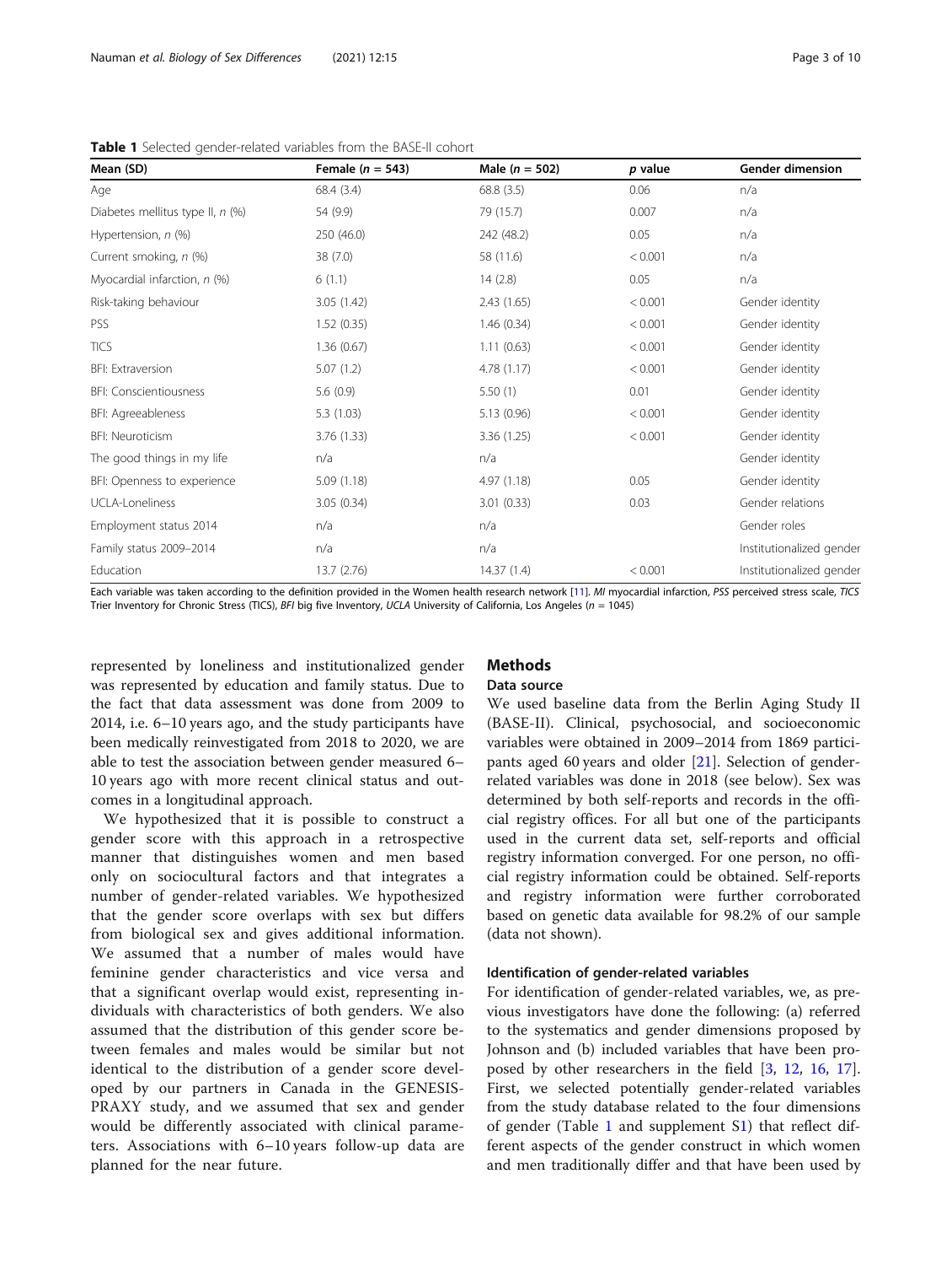**Table 1** Selected gender-related variables from the BASE-II cohort

| Mean (SD) | Female ($n$ = 543) | Male ($n$ = 502) | $p$ value | Gender dimension |
|---|---|---|---|---|
| Age | 68.4 (3.4) | 68.8 (3.5) | 0.06 | n/a |
| Diabetes mellitus type II, $n$ (%) | 54 (9.9) | 79 (15.7) | 0.007 | n/a |
| Hypertension, $n$ (%) | 250 (46.0) | 242 (48.2) | 0.05 | n/a |
| Current smoking, $n$ (%) | 38 (7.0) | 58 (11.6) | < 0.001 | n/a |
| Myocardial infarction, $n$ (%) | 6 (1.1) | 14 (2.8) | 0.05 | n/a |
| Risk-taking behaviour | 3.05 (1.42) | 2.43 (1.65) | < 0.001 | Gender identity |
| PSS | 1.52 (0.35) | 1.46 (0.34) | < 0.001 | Gender identity |
| TICS | 1.36 (0.67) | 1.11 (0.63) | < 0.001 | Gender identity |
| BFI: Extraversion | 5.07 (1.2) | 4.78 (1.17) | < 0.001 | Gender identity |
| BFI: Conscientiousness | 5.6 (0.9) | 5.50 (1) | 0.01 | Gender identity |
| BFI: Agreeableness | 5.3 (1.03) | 5.13 (0.96) | < 0.001 | Gender identity |
| BFI: Neuroticism | 3.76 (1.33) | 3.36 (1.25) | < 0.001 | Gender identity |
| The good things in my life | n/a | n/a | | Gender identity |
| BFI: Openness to experience | 5.09 (1.18) | 4.97 (1.18) | 0.05 | Gender identity |
| UCLA-Loneliness | 3.05 (0.34) | 3.01 (0.33) | 0.03 | Gender relations |
| Employment status 2014 | n/a | n/a | | Gender roles |
| Family status 2009–2014 | n/a | n/a | | Institutionalized gender |
| Education | 13.7 (2.76) | 14.37 (1.4) | < 0.001 | Institutionalized gender |

Each variable was taken according to the definition provided in the Women health research network [11]. *MI* myocardial infarction, *PSS* perceived stress scale, *TICS* Trier Inventory for Chronic Stress (TICS), *BFI* big five Inventory, *UCLA* University of California, Los Angeles ($n$ = 1045)

represented by loneliness and institutionalized gender was represented by education and family status. Due to the fact that data assessment was done from 2009 to 2014, i.e. 6–10 years ago, and the study participants have been medically reinvestigated from 2018 to 2020, we are able to test the association between gender measured 6–10 years ago with more recent clinical status and outcomes in a longitudinal approach.

We hypothesized that it is possible to construct a gender score with this approach in a retrospective manner that distinguishes women and men based only on sociocultural factors and that integrates a number of gender-related variables. We hypothesized that the gender score overlaps with sex but differs from biological sex and gives additional information. We assumed that a number of males would have feminine gender characteristics and vice versa and that a significant overlap would exist, representing individuals with characteristics of both genders. We also assumed that the distribution of this gender score between females and males would be similar but not identical to the distribution of a gender score developed by our partners in Canada in the GENESIS-PRAXY study, and we assumed that sex and gender would be differently associated with clinical parameters. Associations with 6–10 years follow-up data are planned for the near future.

## Methods

### Data source

We used baseline data from the Berlin Aging Study II (BASE-II). Clinical, psychosocial, and socioeconomic variables were obtained in 2009–2014 from 1869 participants aged 60 years and older [21]. Selection of gender-related variables was done in 2018 (see below). Sex was determined by both self-reports and records in the official registry offices. For all but one of the participants used in the current data set, self-reports and official registry information converged. For one person, no official registry information could be obtained. Self-reports and registry information were further corroborated based on genetic data available for 98.2% of our sample (data not shown).

### Identification of gender-related variables

For identification of gender-related variables, we, as previous investigators have done the following: (a) referred to the systematics and gender dimensions proposed by Johnson and (b) included variables that have been proposed by other researchers in the field [3, 12, 16, 17]. First, we selected potentially gender-related variables from the study database related to the four dimensions of gender (Table 1 and supplement S1) that reflect different aspects of the gender construct in which women and men traditionally differ and that have been used by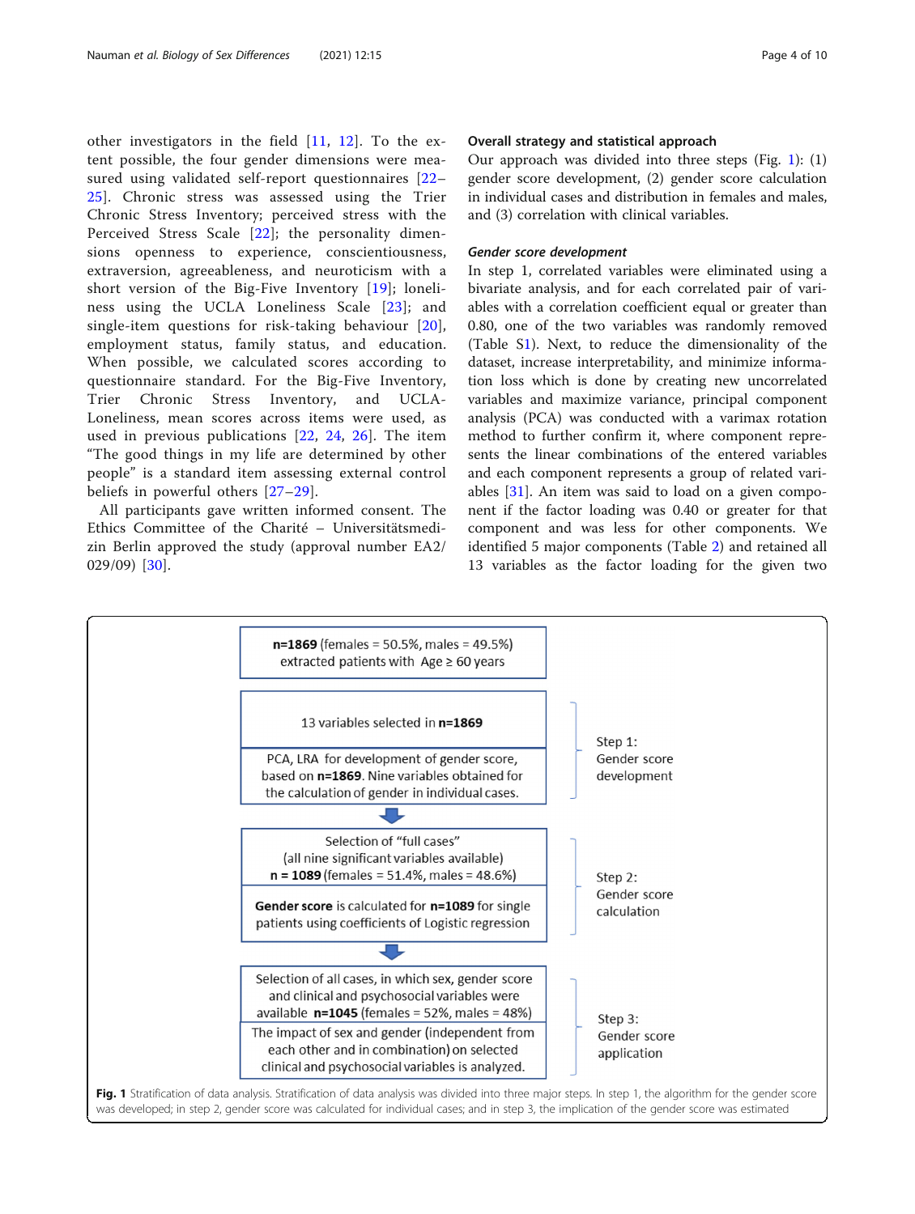other investigators in the field [11, 12]. To the extent possible, the four gender dimensions were measured using validated self-report questionnaires [22–25]. Chronic stress was assessed using the Trier Chronic Stress Inventory; perceived stress with the Perceived Stress Scale [22]; the personality dimensions openness to experience, conscientiousness, extraversion, agreeableness, and neuroticism with a short version of the Big-Five Inventory [19]; loneliness using the UCLA Loneliness Scale [23]; and single-item questions for risk-taking behaviour [20], employment status, family status, and education. When possible, we calculated scores according to questionnaire standard. For the Big-Five Inventory, Trier Chronic Stress Inventory, and UCLA-Loneliness, mean scores across items were used, as used in previous publications [22, 24, 26]. The item "The good things in my life are determined by other people" is a standard item assessing external control beliefs in powerful others [27–29].

All participants gave written informed consent. The Ethics Committee of the Charité – Universitätsmedizin Berlin approved the study (approval number EA2/029/09) [30].

### Overall strategy and statistical approach

Our approach was divided into three steps (Fig. 1): (1) gender score development, (2) gender score calculation in individual cases and distribution in females and males, and (3) correlation with clinical variables.

#### *Gender score development*

In step 1, correlated variables were eliminated using a bivariate analysis, and for each correlated pair of variables with a correlation coefficient equal or greater than 0.80, one of the two variables was randomly removed (Table S1). Next, to reduce the dimensionality of the dataset, increase interpretability, and minimize information loss which is done by creating new uncorrelated variables and maximize variance, principal component analysis (PCA) was conducted with a varimax rotation method to further confirm it, where component represents the linear combinations of the entered variables and each component represents a group of related variables [31]. An item was said to load on a given component if the factor loading was 0.40 or greater for that component and was less for other components. We identified 5 major components (Table 2) and retained all 13 variables as the factor loading for the given two

**n=1869** (females = 50.5%, males = 49.5%) extracted patients with Age ≥ 60 years

Step 1: Gender score development
- 13 variables selected in **n=1869**
- PCA, LRA for development of gender score, based on **n=1869**. Nine variables obtained for the calculation of gender in individual cases.

Step 2: Gender score calculation
- Selection of "full cases" (all nine significant variables available) **n = 1089** (females = 51.4%, males = 48.6%)
- **Gender score** is calculated for **n=1089** for single patients using coefficients of Logistic regression

Step 3: Gender score application
- Selection of all cases, in which sex, gender score and clinical and psychosocial variables were available **n=1045** (females = 52%, males = 48%)
- The impact of sex and gender (independent from each other and in combination) on selected clinical and psychosocial variables is analyzed.

**Fig. 1** Stratification of data analysis. Stratification of data analysis was divided into three major steps. In step 1, the algorithm for the gender score was developed; in step 2, gender score was calculated for individual cases; and in step 3, the implication of the gender score was estimated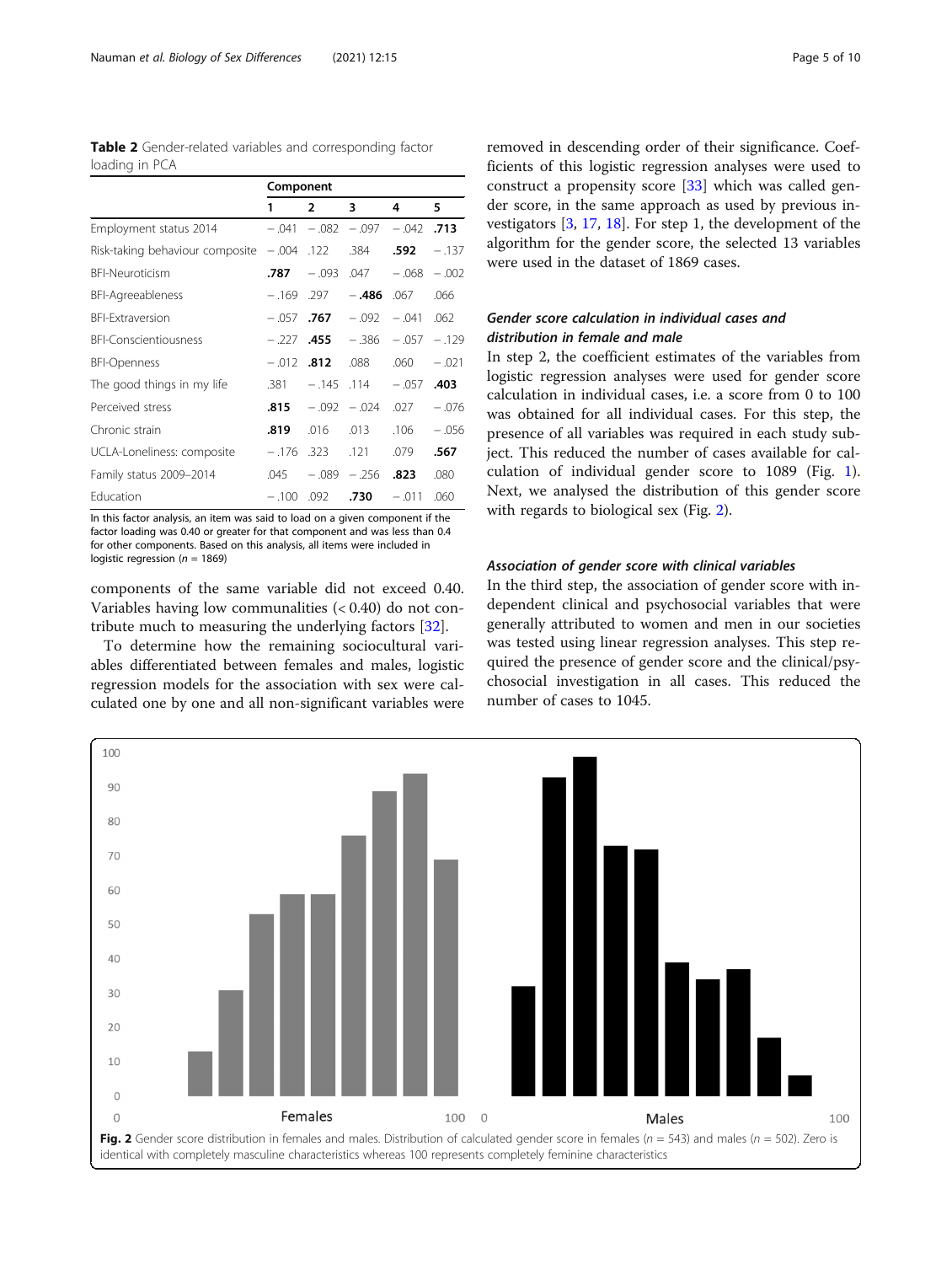**Table 2** Gender-related variables and corresponding factor loading in PCA

| | Component | | | | |
|---|---|---|---|---|---|
| | 1 | 2 | 3 | 4 | 5 |
| Employment status 2014 | − .041 | − .082 | − .097 | − .042 | **.713** |
| Risk-taking behaviour composite | − .004 | .122 | .384 | **.592** | − .137 |
| BFI-Neuroticism | **.787** | − .093 | .047 | − .068 | − .002 |
| BFI-Agreeableness | − .169 | .297 | **− .486** | .067 | .066 |
| BFI-Extraversion | − .057 | **.767** | − .092 | − .041 | .062 |
| BFI-Conscientiousness | − .227 | **.455** | − .386 | − .057 | − .129 |
| BFI-Openness | − .012 | **.812** | .088 | .060 | − .021 |
| The good things in my life | .381 | − .145 | .114 | − .057 | **.403** |
| Perceived stress | **.815** | − .092 | − .024 | .027 | − .076 |
| Chronic strain | **.819** | .016 | .013 | .106 | − .056 |
| UCLA-Loneliness: composite | − .176 | .323 | .121 | .079 | **.567** |
| Family status 2009–2014 | .045 | − .089 | − .256 | **.823** | .080 |
| Education | − .100 | .092 | **.730** | − .011 | .060 |

In this factor analysis, an item was said to load on a given component if the factor loading was 0.40 or greater for that component and was less than 0.4 for other components. Based on this analysis, all items were included in logistic regression ($n = 1869$)

components of the same variable did not exceed 0.40. Variables having low communalities (< 0.40) do not contribute much to measuring the underlying factors [32].

To determine how the remaining sociocultural variables differentiated between females and males, logistic regression models for the association with sex were calculated one by one and all non-significant variables were removed in descending order of their significance. Coefficients of this logistic regression analyses were used to construct a propensity score [33] which was called gender score, in the same approach as used by previous investigators [3, 17, 18]. For step 1, the development of the algorithm for the gender score, the selected 13 variables were used in the dataset of 1869 cases.

### *Gender score calculation in individual cases and distribution in female and male*

In step 2, the coefficient estimates of the variables from logistic regression analyses were used for gender score calculation in individual cases, i.e. a score from 0 to 100 was obtained for all individual cases. For this step, the presence of all variables was required in each study subject. This reduced the number of cases available for calculation of individual gender score to 1089 (Fig. 1). Next, we analysed the distribution of this gender score with regards to biological sex (Fig. 2).

### *Association of gender score with clinical variables*

In the third step, the association of gender score with independent clinical and psychosocial variables that were generally attributed to women and men in our societies was tested using linear regression analyses. This step required the presence of gender score and the clinical/psychosocial investigation in all cases. This reduced the number of cases to 1045.

**Fig. 2** Gender score distribution in females and males. Distribution of calculated gender score in females ($n = 543$) and males ($n = 502$). Zero is identical with completely masculine characteristics whereas 100 represents completely feminine characteristics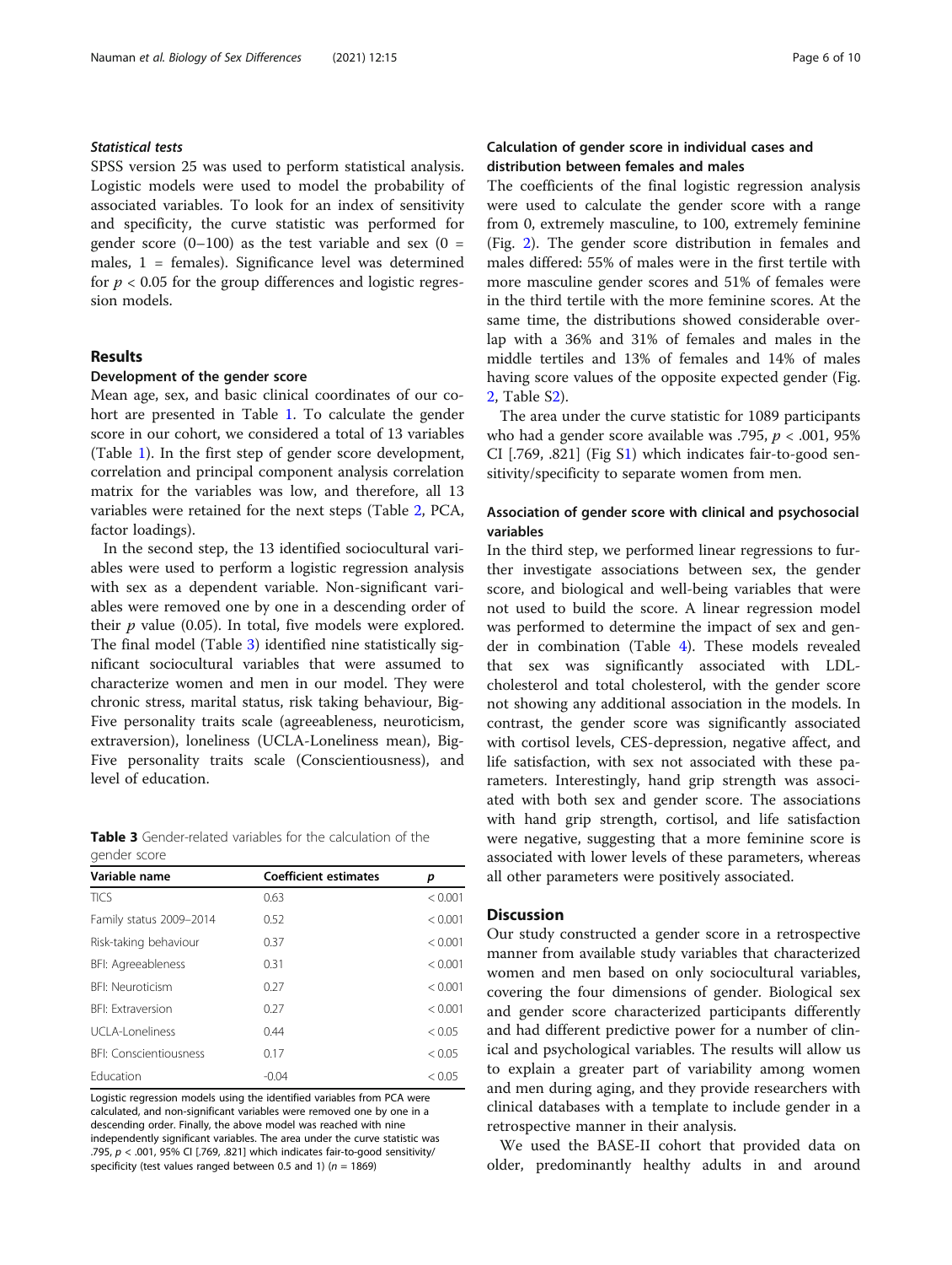### *Statistical tests*

SPSS version 25 was used to perform statistical analysis. Logistic models were used to model the probability of associated variables. To look for an index of sensitivity and specificity, the curve statistic was performed for gender score (0–100) as the test variable and sex (0 = males, 1 = females). Significance level was determined for $p < 0.05$ for the group differences and logistic regression models.

## Results

### Development of the gender score

Mean age, sex, and basic clinical coordinates of our cohort are presented in Table 1. To calculate the gender score in our cohort, we considered a total of 13 variables (Table 1). In the first step of gender score development, correlation and principal component analysis correlation matrix for the variables was low, and therefore, all 13 variables were retained for the next steps (Table 2, PCA, factor loadings).

In the second step, the 13 identified sociocultural variables were used to perform a logistic regression analysis with sex as a dependent variable. Non-significant variables were removed one by one in a descending order of their $p$ value (0.05). In total, five models were explored. The final model (Table 3) identified nine statistically significant sociocultural variables that were assumed to characterize women and men in our model. They were chronic stress, marital status, risk taking behaviour, Big-Five personality traits scale (agreeableness, neuroticism, extraversion), loneliness (UCLA-Loneliness mean), Big-Five personality traits scale (Conscientiousness), and level of education.

**Table 3** Gender-related variables for the calculation of the gender score

| Variable name | Coefficient estimates | p |
| --- | --- | --- |
| TICS | 0.63 | < 0.001 |
| Family status 2009–2014 | 0.52 | < 0.001 |
| Risk-taking behaviour | 0.37 | < 0.001 |
| BFI: Agreeableness | 0.31 | < 0.001 |
| BFI: Neuroticism | 0.27 | < 0.001 |
| BFI: Extraversion | 0.27 | < 0.001 |
| UCLA-Loneliness | 0.44 | < 0.05 |
| BFI: Conscientiousness | 0.17 | < 0.05 |
| Education | -0.04 | < 0.05 |

Logistic regression models using the identified variables from PCA were calculated, and non-significant variables were removed one by one in a descending order. Finally, the above model was reached with nine independently significant variables. The area under the curve statistic was .795, $p < .001$, 95% CI [.769, .821] which indicates fair-to-good sensitivity/specificity (test values ranged between 0.5 and 1) ($n = 1869$)

### Calculation of gender score in individual cases and distribution between females and males

The coefficients of the final logistic regression analysis were used to calculate the gender score with a range from 0, extremely masculine, to 100, extremely feminine (Fig. 2). The gender score distribution in females and males differed: 55% of males were in the first tertile with more masculine gender scores and 51% of females were in the third tertile with the more feminine scores. At the same time, the distributions showed considerable overlap with a 36% and 31% of females and males in the middle tertiles and 13% of females and 14% of males having score values of the opposite expected gender (Fig. 2, Table S2).

The area under the curve statistic for 1089 participants who had a gender score available was .795, $p < .001$, 95% CI [.769, .821] (Fig S1) which indicates fair-to-good sensitivity/specificity to separate women from men.

### Association of gender score with clinical and psychosocial variables

In the third step, we performed linear regressions to further investigate associations between sex, the gender score, and biological and well-being variables that were not used to build the score. A linear regression model was performed to determine the impact of sex and gender in combination (Table 4). These models revealed that sex was significantly associated with LDL-cholesterol and total cholesterol, with the gender score not showing any additional association in the models. In contrast, the gender score was significantly associated with cortisol levels, CES-depression, negative affect, and life satisfaction, with sex not associated with these parameters. Interestingly, hand grip strength was associated with both sex and gender score. The associations with hand grip strength, cortisol, and life satisfaction were negative, suggesting that a more feminine score is associated with lower levels of these parameters, whereas all other parameters were positively associated.

## Discussion

Our study constructed a gender score in a retrospective manner from available study variables that characterized women and men based on only sociocultural variables, covering the four dimensions of gender. Biological sex and gender score characterized participants differently and had different predictive power for a number of clinical and psychological variables. The results will allow us to explain a greater part of variability among women and men during aging, and they provide researchers with clinical databases with a template to include gender in a retrospective manner in their analysis.

We used the BASE-II cohort that provided data on older, predominantly healthy adults in and around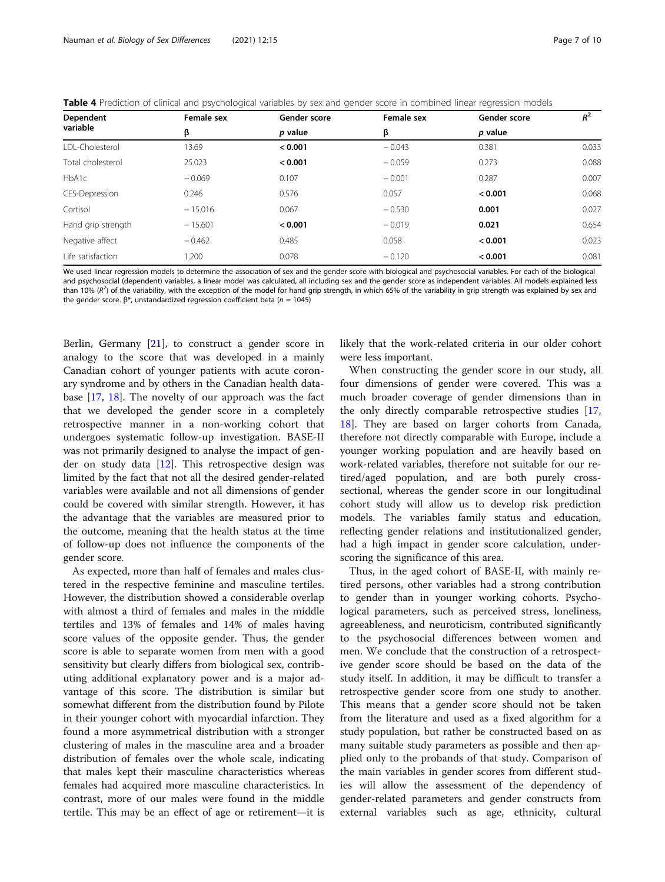**Table 4** Prediction of clinical and psychological variables by sex and gender score in combined linear regression models

| Dependent variable | Female sex | Gender score | Female sex | Gender score | $R^2$ |
|---|---|---|---|---|---|
| | β | *p* value | β | *p* value | |
| LDL-Cholesterol | 13.69 | **< 0.001** | − 0.043 | 0.381 | 0.033 |
| Total cholesterol | 25.023 | **< 0.001** | − 0.059 | 0.273 | 0.088 |
| HbA1c | − 0.069 | 0.107 | − 0.001 | 0.287 | 0.007 |
| CES-Depression | 0.246 | 0.576 | 0.057 | **< 0.001** | 0.068 |
| Cortisol | − 15.016 | 0.067 | − 0.530 | **0.001** | 0.027 |
| Hand grip strength | − 15.601 | **< 0.001** | − 0.019 | **0.021** | 0.654 |
| Negative affect | − 0.462 | 0.485 | 0.058 | **< 0.001** | 0.023 |
| Life satisfaction | 1.200 | 0.078 | − 0.120 | **< 0.001** | 0.081 |

We used linear regression models to determine the association of sex and the gender score with biological and psychosocial variables. For each of the biological and psychosocial (dependent) variables, a linear model was calculated, all including sex and the gender score as independent variables. All models explained less than 10% ($R^2$) of the variability, with the exception of the model for hand grip strength, in which 65% of the variability in grip strength was explained by sex and the gender score. β*, unstandardized regression coefficient beta ($n$ = 1045)

Berlin, Germany [21], to construct a gender score in analogy to the score that was developed in a mainly Canadian cohort of younger patients with acute coronary syndrome and by others in the Canadian health database [17, 18]. The novelty of our approach was the fact that we developed the gender score in a completely retrospective manner in a non-working cohort that undergoes systematic follow-up investigation. BASE-II was not primarily designed to analyse the impact of gender on study data [12]. This retrospective design was limited by the fact that not all the desired gender-related variables were available and not all dimensions of gender could be covered with similar strength. However, it has the advantage that the variables are measured prior to the outcome, meaning that the health status at the time of follow-up does not influence the components of the gender score.

As expected, more than half of females and males clustered in the respective feminine and masculine tertiles. However, the distribution showed a considerable overlap with almost a third of females and males in the middle tertiles and 13% of females and 14% of males having score values of the opposite gender. Thus, the gender score is able to separate women from men with a good sensitivity but clearly differs from biological sex, contributing additional explanatory power and is a major advantage of this score. The distribution is similar but somewhat different from the distribution found by Pilote in their younger cohort with myocardial infarction. They found a more asymmetrical distribution with a stronger clustering of males in the masculine area and a broader distribution of females over the whole scale, indicating that males kept their masculine characteristics whereas females had acquired more masculine characteristics. In contrast, more of our males were found in the middle tertile. This may be an effect of age or retirement—it is likely that the work-related criteria in our older cohort were less important.

When constructing the gender score in our study, all four dimensions of gender were covered. This was a much broader coverage of gender dimensions than in the only directly comparable retrospective studies [17, 18]. They are based on larger cohorts from Canada, therefore not directly comparable with Europe, include a younger working population and are heavily based on work-related variables, therefore not suitable for our retired/aged population, and are both purely cross-sectional, whereas the gender score in our longitudinal cohort study will allow us to develop risk prediction models. The variables family status and education, reflecting gender relations and institutionalized gender, had a high impact in gender score calculation, underscoring the significance of this area.

Thus, in the aged cohort of BASE-II, with mainly retired persons, other variables had a strong contribution to gender than in younger working cohorts. Psychological parameters, such as perceived stress, loneliness, agreeableness, and neuroticism, contributed significantly to the psychosocial differences between women and men. We conclude that the construction of a retrospective gender score should be based on the data of the study itself. In addition, it may be difficult to transfer a retrospective gender score from one study to another. This means that a gender score should not be taken from the literature and used as a fixed algorithm for a study population, but rather be constructed based on as many suitable study parameters as possible and then applied only to the probands of that study. Comparison of the main variables in gender scores from different studies will allow the assessment of the dependency of gender-related parameters and gender constructs from external variables such as age, ethnicity, cultural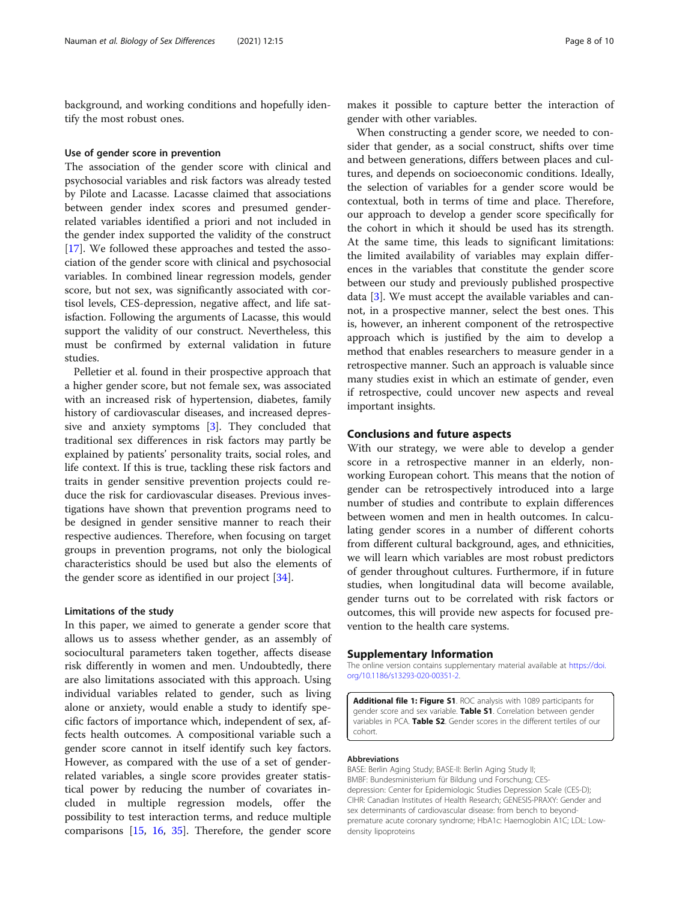background, and working conditions and hopefully identify the most robust ones.

### Use of gender score in prevention

The association of the gender score with clinical and psychosocial variables and risk factors was already tested by Pilote and Lacasse. Lacasse claimed that associations between gender index scores and presumed gender-related variables identified a priori and not included in the gender index supported the validity of the construct [17]. We followed these approaches and tested the association of the gender score with clinical and psychosocial variables. In combined linear regression models, gender score, but not sex, was significantly associated with cortisol levels, CES-depression, negative affect, and life satisfaction. Following the arguments of Lacasse, this would support the validity of our construct. Nevertheless, this must be confirmed by external validation in future studies.

Pelletier et al. found in their prospective approach that a higher gender score, but not female sex, was associated with an increased risk of hypertension, diabetes, family history of cardiovascular diseases, and increased depressive and anxiety symptoms [3]. They concluded that traditional sex differences in risk factors may partly be explained by patients' personality traits, social roles, and life context. If this is true, tackling these risk factors and traits in gender sensitive prevention projects could reduce the risk for cardiovascular diseases. Previous investigations have shown that prevention programs need to be designed in gender sensitive manner to reach their respective audiences. Therefore, when focusing on target groups in prevention programs, not only the biological characteristics should be used but also the elements of the gender score as identified in our project [34].

### Limitations of the study

In this paper, we aimed to generate a gender score that allows us to assess whether gender, as an assembly of sociocultural parameters taken together, affects disease risk differently in women and men. Undoubtedly, there are also limitations associated with this approach. Using individual variables related to gender, such as living alone or anxiety, would enable a study to identify specific factors of importance which, independent of sex, affects health outcomes. A compositional variable such a gender score cannot in itself identify such key factors. However, as compared with the use of a set of gender-related variables, a single score provides greater statistical power by reducing the number of covariates included in multiple regression models, offer the possibility to test interaction terms, and reduce multiple comparisons [15, 16, 35]. Therefore, the gender score makes it possible to capture better the interaction of gender with other variables.

When constructing a gender score, we needed to consider that gender, as a social construct, shifts over time and between generations, differs between places and cultures, and depends on socioeconomic conditions. Ideally, the selection of variables for a gender score would be contextual, both in terms of time and place. Therefore, our approach to develop a gender score specifically for the cohort in which it should be used has its strength. At the same time, this leads to significant limitations: the limited availability of variables may explain differences in the variables that constitute the gender score between our study and previously published prospective data [3]. We must accept the available variables and cannot, in a prospective manner, select the best ones. This is, however, an inherent component of the retrospective approach which is justified by the aim to develop a method that enables researchers to measure gender in a retrospective manner. Such an approach is valuable since many studies exist in which an estimate of gender, even if retrospective, could uncover new aspects and reveal important insights.

## Conclusions and future aspects

With our strategy, we were able to develop a gender score in a retrospective manner in an elderly, non-working European cohort. This means that the notion of gender can be retrospectively introduced into a large number of studies and contribute to explain differences between women and men in health outcomes. In calculating gender scores in a number of different cohorts from different cultural background, ages, and ethnicities, we will learn which variables are most robust predictors of gender throughout cultures. Furthermore, if in future studies, when longitudinal data will become available, gender turns out to be correlated with risk factors or outcomes, this will provide new aspects for focused prevention to the health care systems.

## Supplementary Information

The online version contains supplementary material available at https://doi.org/10.1186/s13293-020-00351-2.

**Additional file 1: Figure S1**. ROC analysis with 1089 participants for gender score and sex variable. **Table S1**. Correlation between gender variables in PCA. **Table S2**. Gender scores in the different tertiles of our cohort.

#### Abbreviations

BASE: Berlin Aging Study; BASE-II: Berlin Aging Study II; BMBF: Bundesministerium für Bildung und Forschung; CES-depression: Center for Epidemiologic Studies Depression Scale (CES-D); CIHR: Canadian Institutes of Health Research; GENESIS-PRAXY: Gender and sex determinants of cardiovascular disease: from bench to beyond-premature acute coronary syndrome; HbA1c: Haemoglobin A1C; LDL: Low-density lipoproteins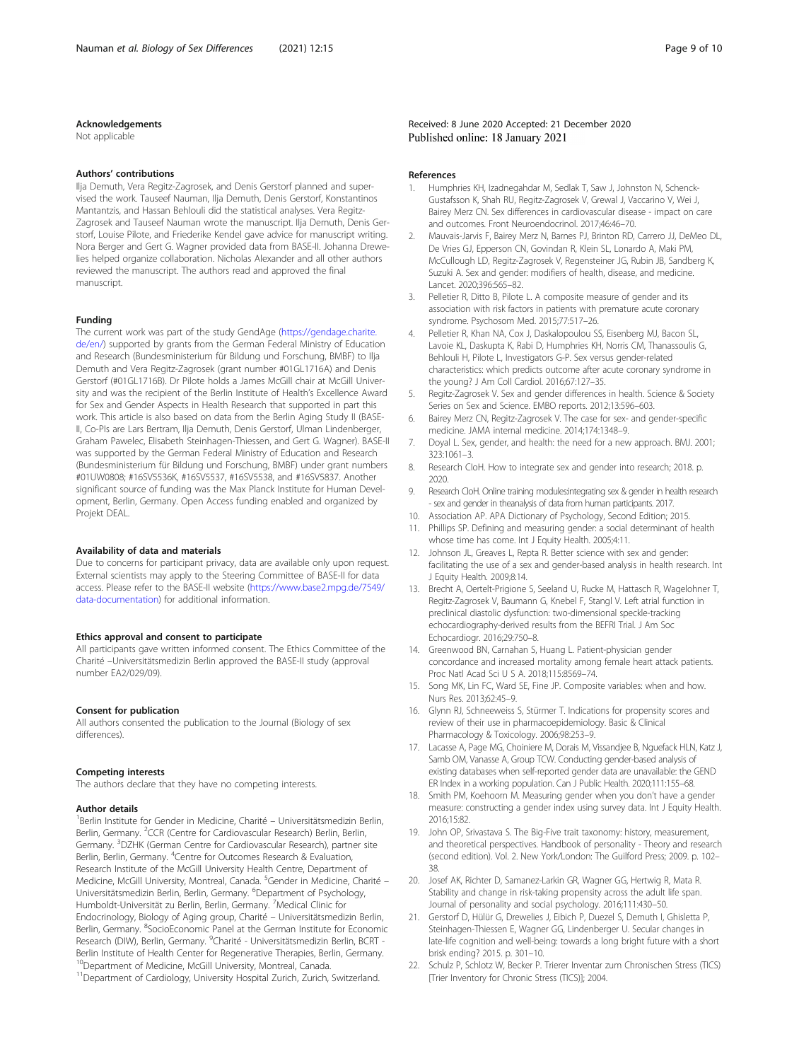### Acknowledgements

Not applicable

### Authors' contributions

Ilja Demuth, Vera Regitz-Zagrosek, and Denis Gerstorf planned and supervised the work. Tauseef Nauman, Ilja Demuth, Denis Gerstorf, Konstantinos Mantantzis, and Hassan Behlouli did the statistical analyses. Vera Regitz-Zagrosek and Tauseef Nauman wrote the manuscript. Ilja Demuth, Denis Gerstorf, Louise Pilote, and Friederike Kendel gave advice for manuscript writing. Nora Berger and Gert G. Wagner provided data from BASE-II. Johanna Drewelies helped organize collaboration. Nicholas Alexander and all other authors reviewed the manuscript. The authors read and approved the final manuscript.

### Funding

The current work was part of the study GendAge (https://gendage.charite.de/en/) supported by grants from the German Federal Ministry of Education and Research (Bundesministerium für Bildung und Forschung, BMBF) to Ilja Demuth and Vera Regitz-Zagrosek (grant number #01GL1716A) and Denis Gerstorf (#01GL1716B). Dr Pilote holds a James McGill chair at McGill University and was the recipient of the Berlin Institute of Health's Excellence Award for Sex and Gender Aspects in Health Research that supported in part this work. This article is also based on data from the Berlin Aging Study II (BASE-II, Co-PIs are Lars Bertram, Ilja Demuth, Denis Gerstorf, Ulman Lindenberger, Graham Pawelec, Elisabeth Steinhagen-Thiessen, and Gert G. Wagner). BASE-II was supported by the German Federal Ministry of Education and Research (Bundesministerium für Bildung und Forschung, BMBF) under grant numbers #01UW0808; #16SV5536K, #16SV5537, #16SV5538, and #16SV5837. Another significant source of funding was the Max Planck Institute for Human Development, Berlin, Germany. Open Access funding enabled and organized by Projekt DEAL.

### Availability of data and materials

Due to concerns for participant privacy, data are available only upon request. External scientists may apply to the Steering Committee of BASE-II for data access. Please refer to the BASE-II website (https://www.base2.mpg.de/7549/data-documentation) for additional information.

### Ethics approval and consent to participate

All participants gave written informed consent. The Ethics Committee of the Charité –Universitätsmedizin Berlin approved the BASE-II study (approval number EA2/029/09).

### Consent for publication

All authors consented the publication to the Journal (Biology of sex differences).

### Competing interests

The authors declare that they have no competing interests.

### Author details

[1]Berlin Institute for Gender in Medicine, Charité – Universitätsmedizin Berlin, Berlin, Germany. [2]CCR (Centre for Cardiovascular Research) Berlin, Berlin, Germany. [3]DZHK (German Centre for Cardiovascular Research), partner site Berlin, Berlin, Germany. [4]Centre for Outcomes Research & Evaluation, Research Institute of the McGill University Health Centre, Department of Medicine, McGill University, Montreal, Canada. [5]Gender in Medicine, Charité – Universitätsmedizin Berlin, Berlin, Germany. [6]Department of Psychology, Humboldt-Universität zu Berlin, Berlin, Germany. [7]Medical Clinic for Endocrinology, Biology of Aging group, Charité – Universitätsmedizin Berlin, Berlin, Germany. [8]SocioEconomic Panel at the German Institute for Economic Research (DIW), Berlin, Germany. [9]Charité - Universitätsmedizin Berlin, BCRT - Berlin Institute of Health Center for Regenerative Therapies, Berlin, Germany. [10]Department of Medicine, McGill University, Montreal, Canada. [11]Department of Cardiology, University Hospital Zurich, Zurich, Switzerland.

Received: 8 June 2020 Accepted: 21 December 2020
Published online: 18 January 2021

### References

1. Humphries KH, Izadnegahdar M, Sedlak T, Saw J, Johnston N, Schenck-Gustafsson K, Shah RU, Regitz-Zagrosek V, Grewal J, Vaccarino V, Wei J, Bairey Merz CN. Sex differences in cardiovascular disease - impact on care and outcomes. Front Neuroendocrinol. 2017;46:46–70.
2. Mauvais-Jarvis F, Bairey Merz N, Barnes PJ, Brinton RD, Carrero JJ, DeMeo DL, De Vries GJ, Epperson CN, Govindan R, Klein SL, Lonardo A, Maki PM, McCullough LD, Regitz-Zagrosek V, Regensteiner JG, Rubin JB, Sandberg K, Suzuki A. Sex and gender: modifiers of health, disease, and medicine. Lancet. 2020;396:565–82.
3. Pelletier R, Ditto B, Pilote L. A composite measure of gender and its association with risk factors in patients with premature acute coronary syndrome. Psychosom Med. 2015;77:517–26.
4. Pelletier R, Khan NA, Cox J, Daskalopoulou SS, Eisenberg MJ, Bacon SL, Lavoie KL, Daskupta K, Rabi D, Humphries KH, Norris CM, Thanassoulis G, Behlouli H, Pilote L, Investigators G-P. Sex versus gender-related characteristics: which predicts outcome after acute coronary syndrome in the young? J Am Coll Cardiol. 2016;67:127–35.
5. Regitz-Zagrosek V. Sex and gender differences in health. Science & Society Series on Sex and Science. EMBO reports. 2012;13:596–603.
6. Bairey Merz CN, Regitz-Zagrosek V. The case for sex- and gender-specific medicine. JAMA internal medicine. 2014;174:1348–9.
7. Doyal L. Sex, gender, and health: the need for a new approach. BMJ. 2001; 323:1061–3.
8. Research CIoH. How to integrate sex and gender into research; 2018. p. 2020.
9. Research CIoH. Online training modules:integrating sex & gender in health research - sex and gender in theanalysis of data from human participants. 2017.
10. Association AP. APA Dictionary of Psychology, Second Edition; 2015.
11. Phillips SP. Defining and measuring gender: a social determinant of health whose time has come. Int J Equity Health. 2005;4:11.
12. Johnson JL, Greaves L, Repta R. Better science with sex and gender: facilitating the use of a sex and gender-based analysis in health research. Int J Equity Health. 2009;8:14.
13. Brecht A, Oertelt-Prigione S, Seeland U, Rucke M, Hattasch R, Wagelohner T, Regitz-Zagrosek V, Baumann G, Knebel F, Stangl V. Left atrial function in preclinical diastolic dysfunction: two-dimensional speckle-tracking echocardiography-derived results from the BEFRI Trial. J Am Soc Echocardiogr. 2016;29:750–8.
14. Greenwood BN, Carnahan S, Huang L. Patient-physician gender concordance and increased mortality among female heart attack patients. Proc Natl Acad Sci U S A. 2018;115:8569–74.
15. Song MK, Lin FC, Ward SE, Fine JP. Composite variables: when and how. Nurs Res. 2013;62:45–9.
16. Glynn RJ, Schneeweiss S, Stürmer T. Indications for propensity scores and review of their use in pharmacoepidemiology. Basic & Clinical Pharmacology & Toxicology. 2006;98:253–9.
17. Lacasse A, Page MG, Choiniere M, Dorais M, Vissandjee B, Nguefack HLN, Katz J, Samb OM, Vanasse A, Group TCW. Conducting gender-based analysis of existing databases when self-reported gender data are unavailable: the GENDER Index in a working population. Can J Public Health. 2020;111:155–68.
18. Smith PM, Koehoorn M. Measuring gender when you don't have a gender measure: constructing a gender index using survey data. Int J Equity Health. 2016;15:82.
19. John OP, Srivastava S. The Big-Five trait taxonomy: history, measurement, and theoretical perspectives. Handbook of personality - Theory and research (second edition). Vol. 2. New York/London: The Guilford Press; 2009. p. 102–38.
20. Josef AK, Richter D, Samanez-Larkin GR, Wagner GG, Hertwig R, Mata R. Stability and change in risk-taking propensity across the adult life span. Journal of personality and social psychology. 2016;111:430–50.
21. Gerstorf D, Hülür G, Drewelies J, Eibich P, Duezel S, Demuth I, Ghisletta P, Steinhagen-Thiessen E, Wagner GG, Lindenberger U. Secular changes in late-life cognition and well-being: towards a long bright future with a short brisk ending? 2015. p. 301–10.
22. Schulz P, Schlotz W, Becker P. Trierer Inventar zum Chronischen Stress (TICS) [Trier Inventory for Chronic Stress (TICS)]; 2004.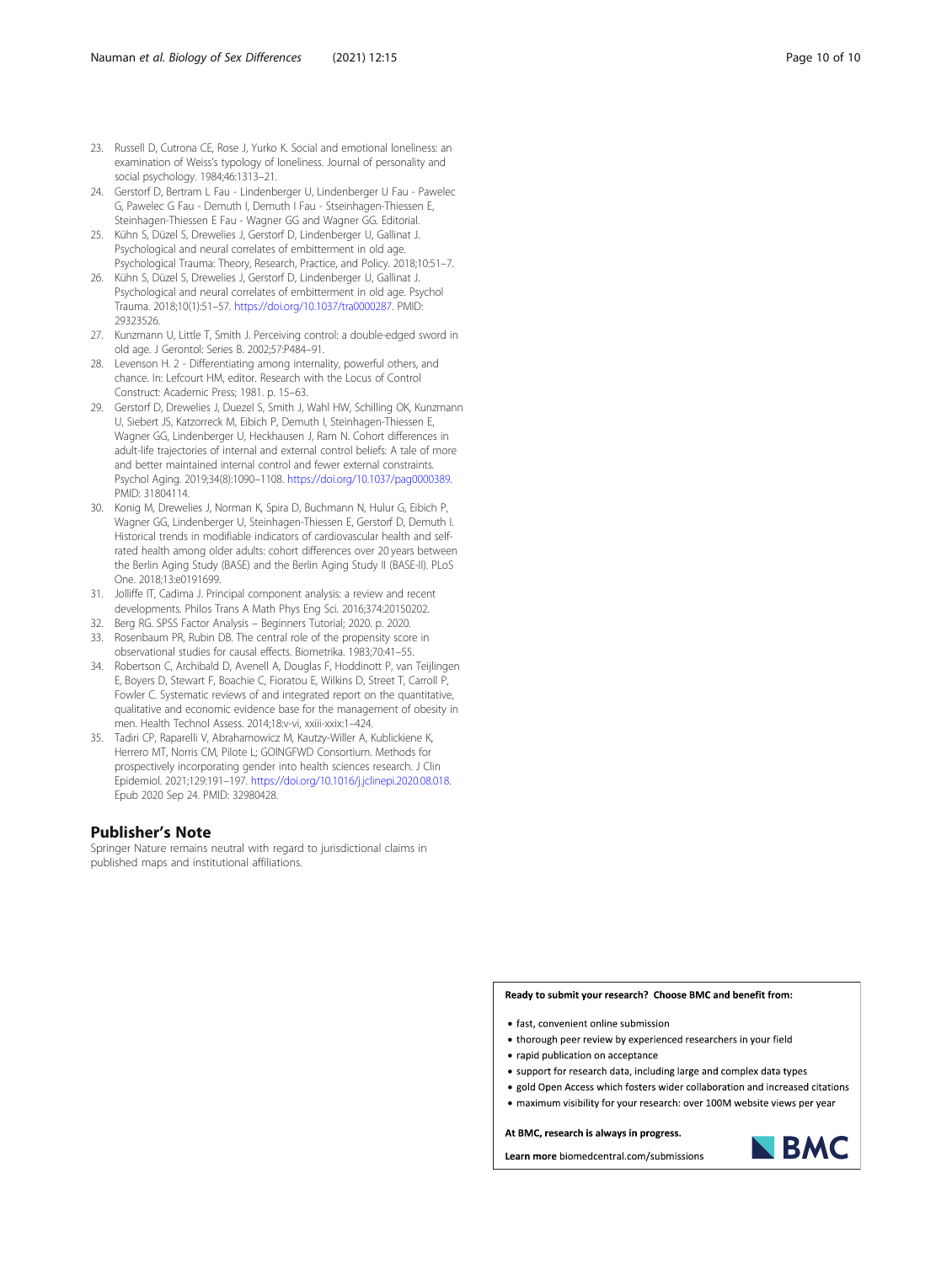23. Russell D, Cutrona CE, Rose J, Yurko K. Social and emotional loneliness: an examination of Weiss's typology of loneliness. Journal of personality and social psychology. 1984;46:1313–21.
24. Gerstorf D, Bertram L Fau - Lindenberger U, Lindenberger U Fau - Pawelec G, Pawelec G Fau - Demuth I, Demuth I Fau - Stseinhagen-Thiessen E, Steinhagen-Thiessen E Fau - Wagner GG and Wagner GG. Editorial.
25. Kühn S, Düzel S, Drewelies J, Gerstorf D, Lindenberger U, Gallinat J. Psychological and neural correlates of embitterment in old age. Psychological Trauma: Theory, Research, Practice, and Policy. 2018;10:51–7.
26. Kühn S, Düzel S, Drewelies J, Gerstorf D, Lindenberger U, Gallinat J. Psychological and neural correlates of embitterment in old age. Psychol Trauma. 2018;10(1):51–57. https://doi.org/10.1037/tra0000287. PMID: 29323526.
27. Kunzmann U, Little T, Smith J. Perceiving control: a double-edged sword in old age. J Gerontol: Series B. 2002;57:P484–91.
28. Levenson H. 2 - Differentiating among internality, powerful others, and chance. In: Lefcourt HM, editor. Research with the Locus of Control Construct: Academic Press; 1981. p. 15–63.
29. Gerstorf D, Drewelies J, Duezel S, Smith J, Wahl HW, Schilling OK, Kunzmann U, Siebert JS, Katzorreck M, Eibich P, Demuth I, Steinhagen-Thiessen E, Wagner GG, Lindenberger U, Heckhausen J, Ram N. Cohort differences in adult-life trajectories of internal and external control beliefs: A tale of more and better maintained internal control and fewer external constraints. Psychol Aging. 2019;34(8):1090–1108. https://doi.org/10.1037/pag0000389. PMID: 31804114.
30. Konig M, Drewelies J, Norman K, Spira D, Buchmann N, Hulur G, Eibich P, Wagner GG, Lindenberger U, Steinhagen-Thiessen E, Gerstorf D, Demuth I. Historical trends in modifiable indicators of cardiovascular health and self-rated health among older adults: cohort differences over 20 years between the Berlin Aging Study (BASE) and the Berlin Aging Study II (BASE-II). PLoS One. 2018;13:e0191699.
31. Jolliffe IT, Cadima J. Principal component analysis: a review and recent developments. Philos Trans A Math Phys Eng Sci. 2016;374:20150202.
32. Berg RG. SPSS Factor Analysis – Beginners Tutorial; 2020. p. 2020.
33. Rosenbaum PR, Rubin DB. The central role of the propensity score in observational studies for causal effects. Biometrika. 1983;70:41–55.
34. Robertson C, Archibald D, Avenell A, Douglas F, Hoddinott P, van Teijlingen E, Boyers D, Stewart F, Boachie C, Fioratou E, Wilkins D, Street T, Carroll P, Fowler C. Systematic reviews of and integrated report on the quantitative, qualitative and economic evidence base for the management of obesity in men. Health Technol Assess. 2014;18:v-vi, xxiii-xxix:1–424.
35. Tadiri CP, Raparelli V, Abrahamowicz M, Kautzy-Willer A, Kublickiene K, Herrero MT, Norris CM, Pilote L; GOINGFWD Consortium. Methods for prospectively incorporating gender into health sciences research. J Clin Epidemiol. 2021;129:191–197. https://doi.org/10.1016/j.jclinepi.2020.08.018. Epub 2020 Sep 24. PMID: 32980428.

## Publisher's Note

Springer Nature remains neutral with regard to jurisdictional claims in published maps and institutional affiliations.

**Ready to submit your research? Choose BMC and benefit from:**

- fast, convenient online submission
- thorough peer review by experienced researchers in your field
- rapid publication on acceptance
- support for research data, including large and complex data types
- gold Open Access which fosters wider collaboration and increased citations
- maximum visibility for your research: over 100M website views per year

**At BMC, research is always in progress.**

**Learn more** biomedcentral.com/submissions

BMC